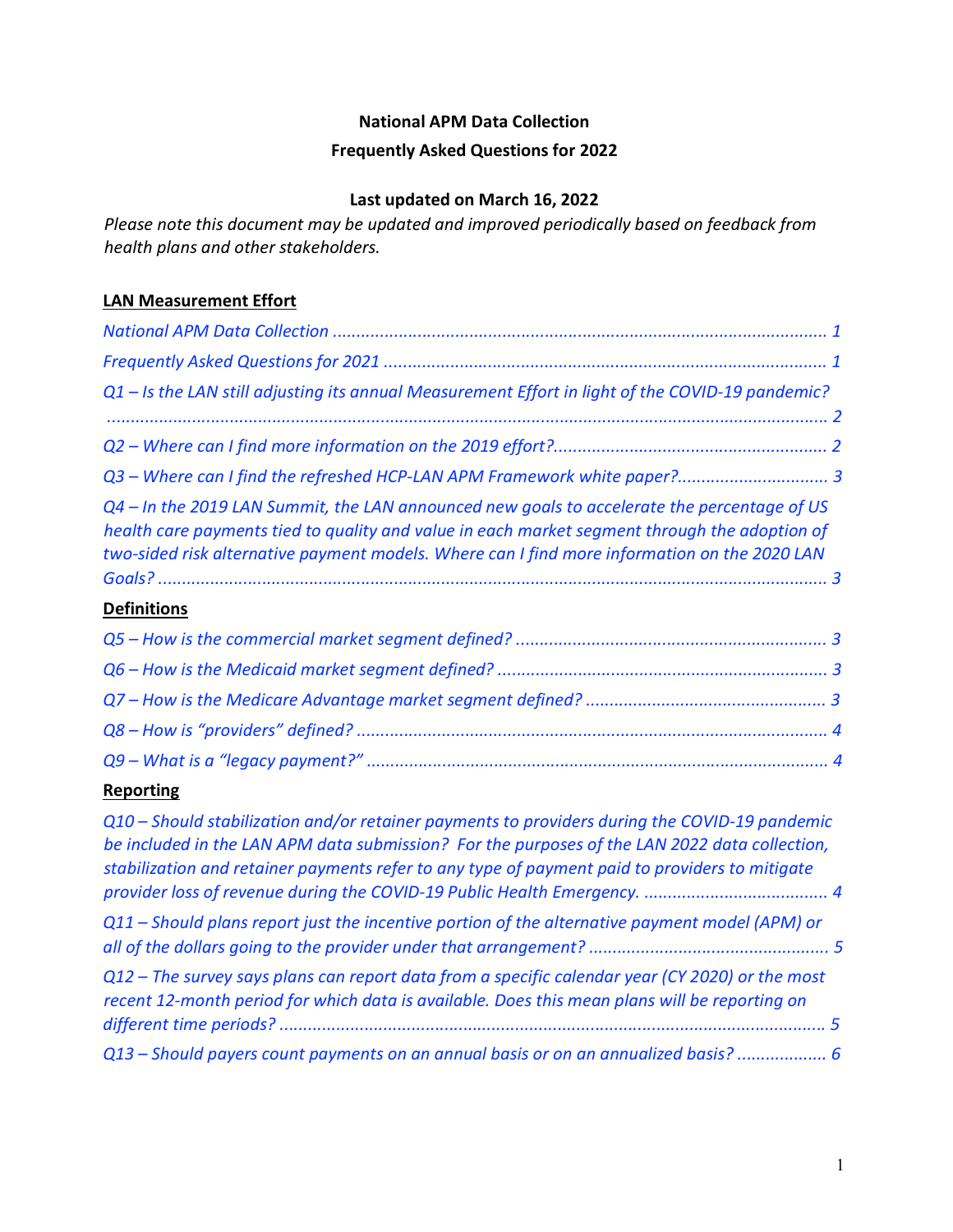**National APM Data Collection**

**Frequently Asked Questions for 2022**

**Last updated on March 16, 2022**

*Please note this document may be updated and improved periodically based on feedback from health plans and other stakeholders.*

**LAN Measurement Effort**

*National APM Data Collection ........................................................................................................ 1*

*Frequently Asked Questions for 2021 ............................................................................................. 1*

*Q1 – Is the LAN still adjusting its annual Measurement Effort in light of the COVID-19 pandemic? ........................................................................................................................................ 2*

*Q2 – Where can I find more information on the 2019 effort?......................................................... 2*

*Q3 – Where can I find the refreshed HCP-LAN APM Framework white paper?............................... 3*

*Q4 – In the 2019 LAN Summit, the LAN announced new goals to accelerate the percentage of US health care payments tied to quality and value in each market segment through the adoption of two-sided risk alternative payment models. Where can I find more information on the 2020 LAN Goals? ............................................................................................................................ 3*

**Definitions**

*Q5 – How is the commercial market segment defined? ................................................................. 3*

*Q6 – How is the Medicaid market segment defined? ..................................................................... 3*

*Q7 – How is the Medicare Advantage market segment defined? .................................................. 3*

*Q8 – How is "providers" defined? .................................................................................................. 4*

*Q9 – What is a "legacy payment?" ................................................................................................. 4*

**Reporting**

*Q10 – Should stabilization and/or retainer payments to providers during the COVID-19 pandemic be included in the LAN APM data submission? For the purposes of the LAN 2022 data collection, stabilization and retainer payments refer to any type of payment paid to providers to mitigate provider loss of revenue during the COVID-19 Public Health Emergency. ..................................... 4*

*Q11 – Should plans report just the incentive portion of the alternative payment model (APM) or all of the dollars going to the provider under that arrangement? .................................................. 5*

*Q12 – The survey says plans can report data from a specific calendar year (CY 2020) or the most recent 12-month period for which data is available. Does this mean plans will be reporting on different time periods? .................................................................................................................. 5*

*Q13 – Should payers count payments on an annual basis or on an annualized basis? .................. 6*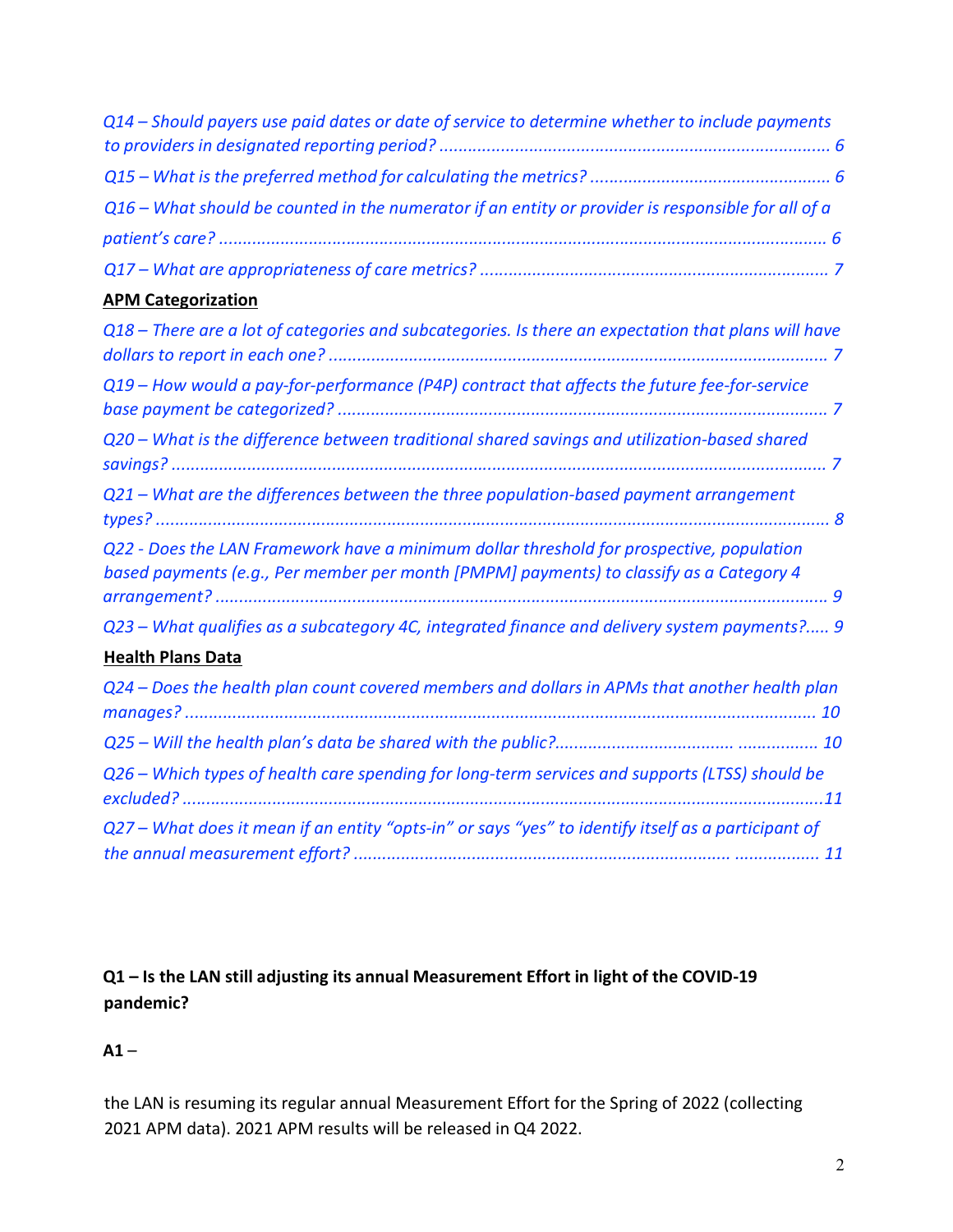*Q14 – Should payers use paid dates or date of service to determine whether to include payments to providers in designated reporting period? ................................................................................. 6*

*Q15 – What is the preferred method for calculating the metrics? .................................................. 6*

*Q16 – What should be counted in the numerator if an entity or provider is responsible for all of a patient's care? ................................................................................................................................ 6*

*Q17 – What are appropriateness of care metrics? ........................................................................ 7*

**APM Categorization**

*Q18 – There are a lot of categories and subcategories. Is there an expectation that plans will have dollars to report in each one? ........................................................................................................ 7*

*Q19 – How would a pay-for-performance (P4P) contract that affects the future fee-for-service base payment be categorized? ....................................................................................................... 7*

*Q20 – What is the difference between traditional shared savings and utilization-based shared savings? ............................................................................................................................................ 7*

*Q21 – What are the differences between the three population-based payment arrangement types? ............................................................................................................................................... 8*

*Q22 - Does the LAN Framework have a minimum dollar threshold for prospective, population based payments (e.g., Per member per month [PMPM] payments) to classify as a Category 4 arrangement? ................................................................................................................................... 9*

*Q23 – What qualifies as a subcategory 4C, integrated finance and delivery system payments?..... 9*

**Health Plans Data**

*Q24 – Does the health plan count covered members and dollars in APMs that another health plan manages? ....................................................................................................................................... 10*

*Q25 – Will the health plan's data be shared with the public?...................................... ................. 10*

*Q26 – Which types of health care spending for long-term services and supports (LTSS) should be excluded? .........................................................................................................................................11*

*Q27 – What does it mean if an entity "opts-in" or says "yes" to identify itself as a participant of the annual measurement effort? ................................................................................ ................. 11*

**Q1 – Is the LAN still adjusting its annual Measurement Effort in light of the COVID-19 pandemic?**

**A1** –

the LAN is resuming its regular annual Measurement Effort for the Spring of 2022 (collecting 2021 APM data). 2021 APM results will be released in Q4 2022.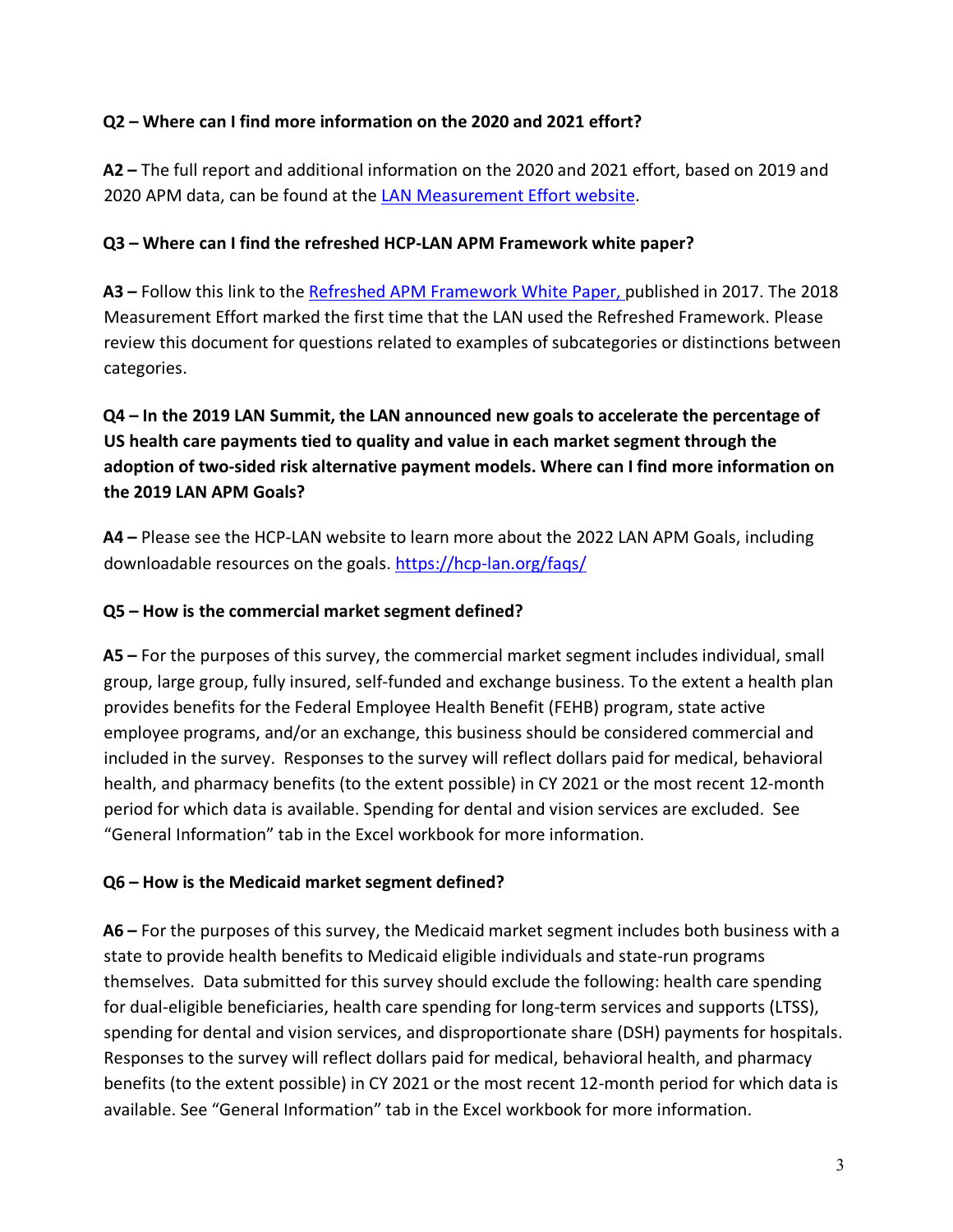**Q2 – Where can I find more information on the 2020 and 2021 effort?**

**A2 –** The full report and additional information on the 2020 and 2021 effort, based on 2019 and 2020 APM data, can be found at the LAN Measurement Effort website.

**Q3 – Where can I find the refreshed HCP-LAN APM Framework white paper?**

**A3 –** Follow this link to the Refreshed APM Framework White Paper, published in 2017. The 2018 Measurement Effort marked the first time that the LAN used the Refreshed Framework. Please review this document for questions related to examples of subcategories or distinctions between categories.

**Q4 – In the 2019 LAN Summit, the LAN announced new goals to accelerate the percentage of US health care payments tied to quality and value in each market segment through the adoption of two-sided risk alternative payment models. Where can I find more information on the 2019 LAN APM Goals?**

**A4 –** Please see the HCP-LAN website to learn more about the 2022 LAN APM Goals, including downloadable resources on the goals. https://hcp-lan.org/faqs/

**Q5 – How is the commercial market segment defined?**

**A5 –** For the purposes of this survey, the commercial market segment includes individual, small group, large group, fully insured, self-funded and exchange business. To the extent a health plan provides benefits for the Federal Employee Health Benefit (FEHB) program, state active employee programs, and/or an exchange, this business should be considered commercial and included in the survey. Responses to the survey will reflect dollars paid for medical, behavioral health, and pharmacy benefits (to the extent possible) in CY 2021 or the most recent 12-month period for which data is available. Spending for dental and vision services are excluded. See "General Information" tab in the Excel workbook for more information.

**Q6 – How is the Medicaid market segment defined?**

**A6 –** For the purposes of this survey, the Medicaid market segment includes both business with a state to provide health benefits to Medicaid eligible individuals and state-run programs themselves. Data submitted for this survey should exclude the following: health care spending for dual-eligible beneficiaries, health care spending for long-term services and supports (LTSS), spending for dental and vision services, and disproportionate share (DSH) payments for hospitals. Responses to the survey will reflect dollars paid for medical, behavioral health, and pharmacy benefits (to the extent possible) in CY 2021 or the most recent 12-month period for which data is available. See "General Information" tab in the Excel workbook for more information.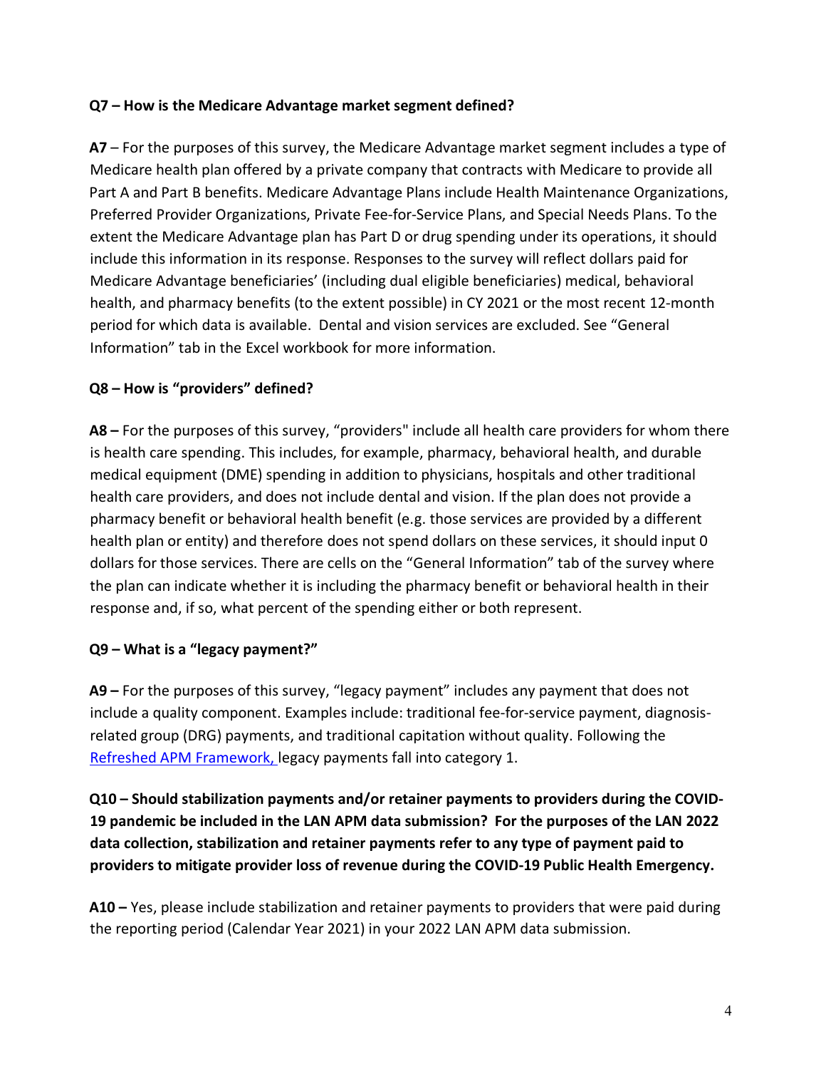**Q7 – How is the Medicare Advantage market segment defined?**

**A7** – For the purposes of this survey, the Medicare Advantage market segment includes a type of Medicare health plan offered by a private company that contracts with Medicare to provide all Part A and Part B benefits. Medicare Advantage Plans include Health Maintenance Organizations, Preferred Provider Organizations, Private Fee-for-Service Plans, and Special Needs Plans. To the extent the Medicare Advantage plan has Part D or drug spending under its operations, it should include this information in its response. Responses to the survey will reflect dollars paid for Medicare Advantage beneficiaries' (including dual eligible beneficiaries) medical, behavioral health, and pharmacy benefits (to the extent possible) in CY 2021 or the most recent 12-month period for which data is available. Dental and vision services are excluded. See "General Information" tab in the Excel workbook for more information.

**Q8 – How is "providers" defined?**

**A8 –** For the purposes of this survey, "providers" include all health care providers for whom there is health care spending. This includes, for example, pharmacy, behavioral health, and durable medical equipment (DME) spending in addition to physicians, hospitals and other traditional health care providers, and does not include dental and vision. If the plan does not provide a pharmacy benefit or behavioral health benefit (e.g. those services are provided by a different health plan or entity) and therefore does not spend dollars on these services, it should input 0 dollars for those services. There are cells on the "General Information" tab of the survey where the plan can indicate whether it is including the pharmacy benefit or behavioral health in their response and, if so, what percent of the spending either or both represent.

**Q9 – What is a "legacy payment?"**

**A9 –** For the purposes of this survey, "legacy payment" includes any payment that does not include a quality component. Examples include: traditional fee-for-service payment, diagnosis-related group (DRG) payments, and traditional capitation without quality. Following the [Refreshed APM Framework,](Refreshed APM Framework) legacy payments fall into category 1.

**Q10 – Should stabilization payments and/or retainer payments to providers during the COVID-19 pandemic be included in the LAN APM data submission? For the purposes of the LAN 2022 data collection, stabilization and retainer payments refer to any type of payment paid to providers to mitigate provider loss of revenue during the COVID-19 Public Health Emergency.**

**A10 –** Yes, please include stabilization and retainer payments to providers that were paid during the reporting period (Calendar Year 2021) in your 2022 LAN APM data submission.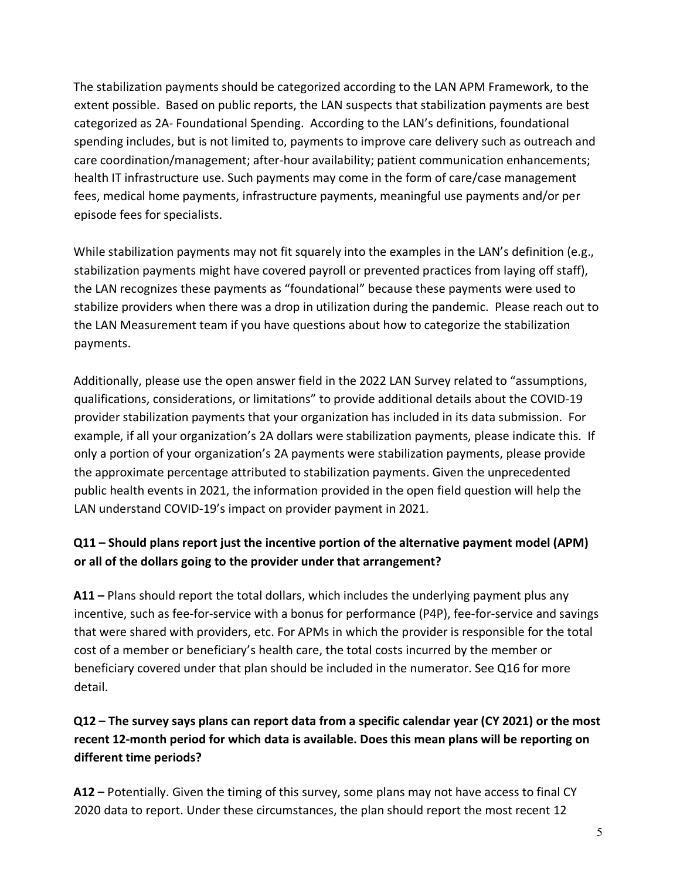The stabilization payments should be categorized according to the LAN APM Framework, to the extent possible. Based on public reports, the LAN suspects that stabilization payments are best categorized as 2A- Foundational Spending. According to the LAN's definitions, foundational spending includes, but is not limited to, payments to improve care delivery such as outreach and care coordination/management; after-hour availability; patient communication enhancements; health IT infrastructure use. Such payments may come in the form of care/case management fees, medical home payments, infrastructure payments, meaningful use payments and/or per episode fees for specialists.

While stabilization payments may not fit squarely into the examples in the LAN's definition (e.g., stabilization payments might have covered payroll or prevented practices from laying off staff), the LAN recognizes these payments as "foundational" because these payments were used to stabilize providers when there was a drop in utilization during the pandemic. Please reach out to the LAN Measurement team if you have questions about how to categorize the stabilization payments.

Additionally, please use the open answer field in the 2022 LAN Survey related to "assumptions, qualifications, considerations, or limitations" to provide additional details about the COVID-19 provider stabilization payments that your organization has included in its data submission. For example, if all your organization's 2A dollars were stabilization payments, please indicate this. If only a portion of your organization's 2A payments were stabilization payments, please provide the approximate percentage attributed to stabilization payments. Given the unprecedented public health events in 2021, the information provided in the open field question will help the LAN understand COVID-19's impact on provider payment in 2021.

**Q11 – Should plans report just the incentive portion of the alternative payment model (APM) or all of the dollars going to the provider under that arrangement?**

**A11 –** Plans should report the total dollars, which includes the underlying payment plus any incentive, such as fee-for-service with a bonus for performance (P4P), fee-for-service and savings that were shared with providers, etc. For APMs in which the provider is responsible for the total cost of a member or beneficiary's health care, the total costs incurred by the member or beneficiary covered under that plan should be included in the numerator. See Q16 for more detail.

**Q12 – The survey says plans can report data from a specific calendar year (CY 2021) or the most recent 12-month period for which data is available. Does this mean plans will be reporting on different time periods?**

**A12 –** Potentially. Given the timing of this survey, some plans may not have access to final CY 2020 data to report. Under these circumstances, the plan should report the most recent 12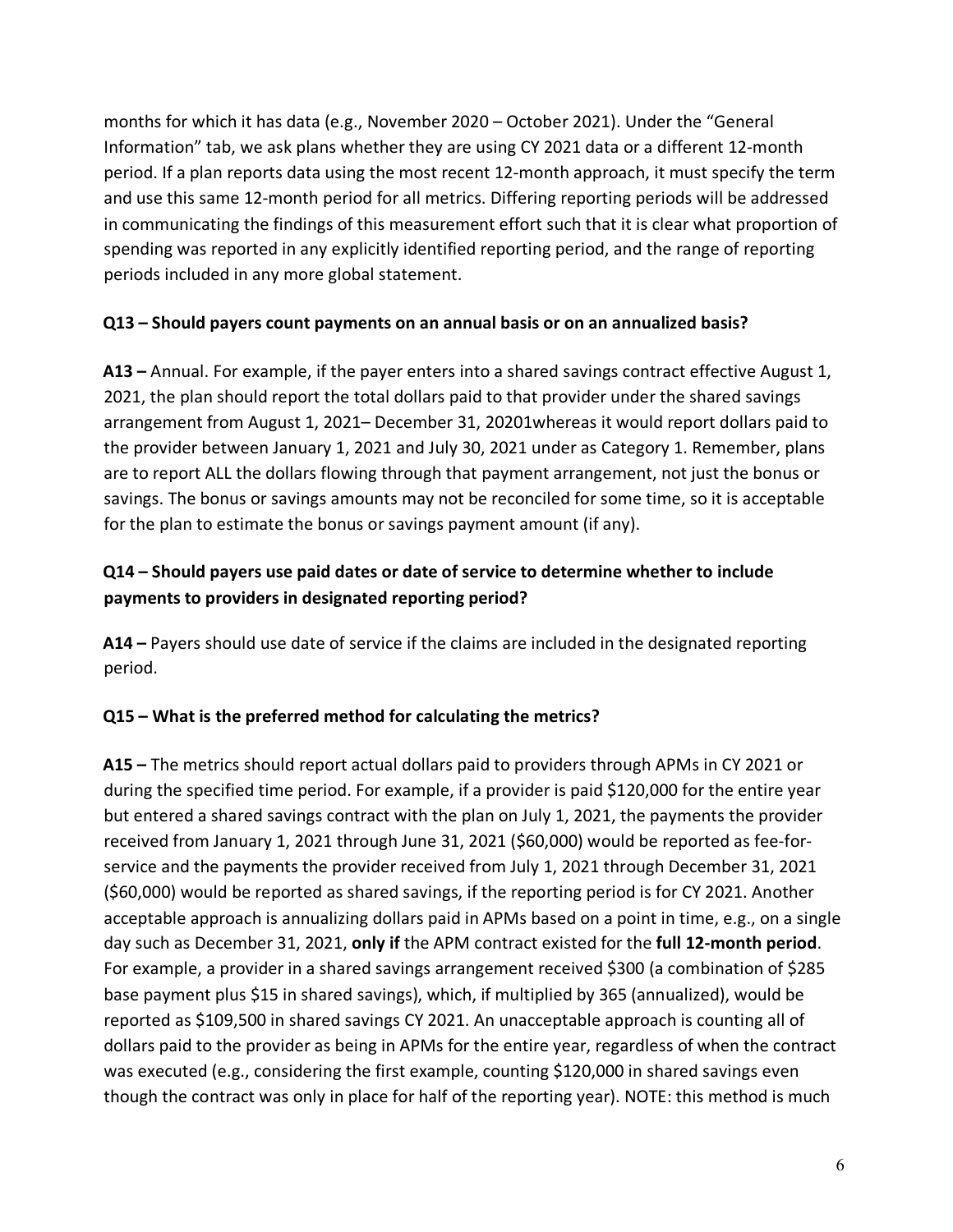months for which it has data (e.g., November 2020 – October 2021). Under the "General Information" tab, we ask plans whether they are using CY 2021 data or a different 12-month period. If a plan reports data using the most recent 12-month approach, it must specify the term and use this same 12-month period for all metrics. Differing reporting periods will be addressed in communicating the findings of this measurement effort such that it is clear what proportion of spending was reported in any explicitly identified reporting period, and the range of reporting periods included in any more global statement.

**Q13 – Should payers count payments on an annual basis or on an annualized basis?**

**A13 –** Annual. For example, if the payer enters into a shared savings contract effective August 1, 2021, the plan should report the total dollars paid to that provider under the shared savings arrangement from August 1, 2021– December 31, 20201whereas it would report dollars paid to the provider between January 1, 2021 and July 30, 2021 under as Category 1. Remember, plans are to report ALL the dollars flowing through that payment arrangement, not just the bonus or savings. The bonus or savings amounts may not be reconciled for some time, so it is acceptable for the plan to estimate the bonus or savings payment amount (if any).

**Q14 – Should payers use paid dates or date of service to determine whether to include payments to providers in designated reporting period?**

**A14 –** Payers should use date of service if the claims are included in the designated reporting period.

**Q15 – What is the preferred method for calculating the metrics?**

**A15 –** The metrics should report actual dollars paid to providers through APMs in CY 2021 or during the specified time period. For example, if a provider is paid $120,000 for the entire year but entered a shared savings contract with the plan on July 1, 2021, the payments the provider received from January 1, 2021 through June 31, 2021 ($60,000) would be reported as fee-for-service and the payments the provider received from July 1, 2021 through December 31, 2021 ($60,000) would be reported as shared savings, if the reporting period is for CY 2021. Another acceptable approach is annualizing dollars paid in APMs based on a point in time, e.g., on a single day such as December 31, 2021, **only if** the APM contract existed for the **full 12-month period**. For example, a provider in a shared savings arrangement received $300 (a combination of $285 base payment plus $15 in shared savings), which, if multiplied by 365 (annualized), would be reported as $109,500 in shared savings CY 2021. An unacceptable approach is counting all of dollars paid to the provider as being in APMs for the entire year, regardless of when the contract was executed (e.g., considering the first example, counting $120,000 in shared savings even though the contract was only in place for half of the reporting year). NOTE: this method is much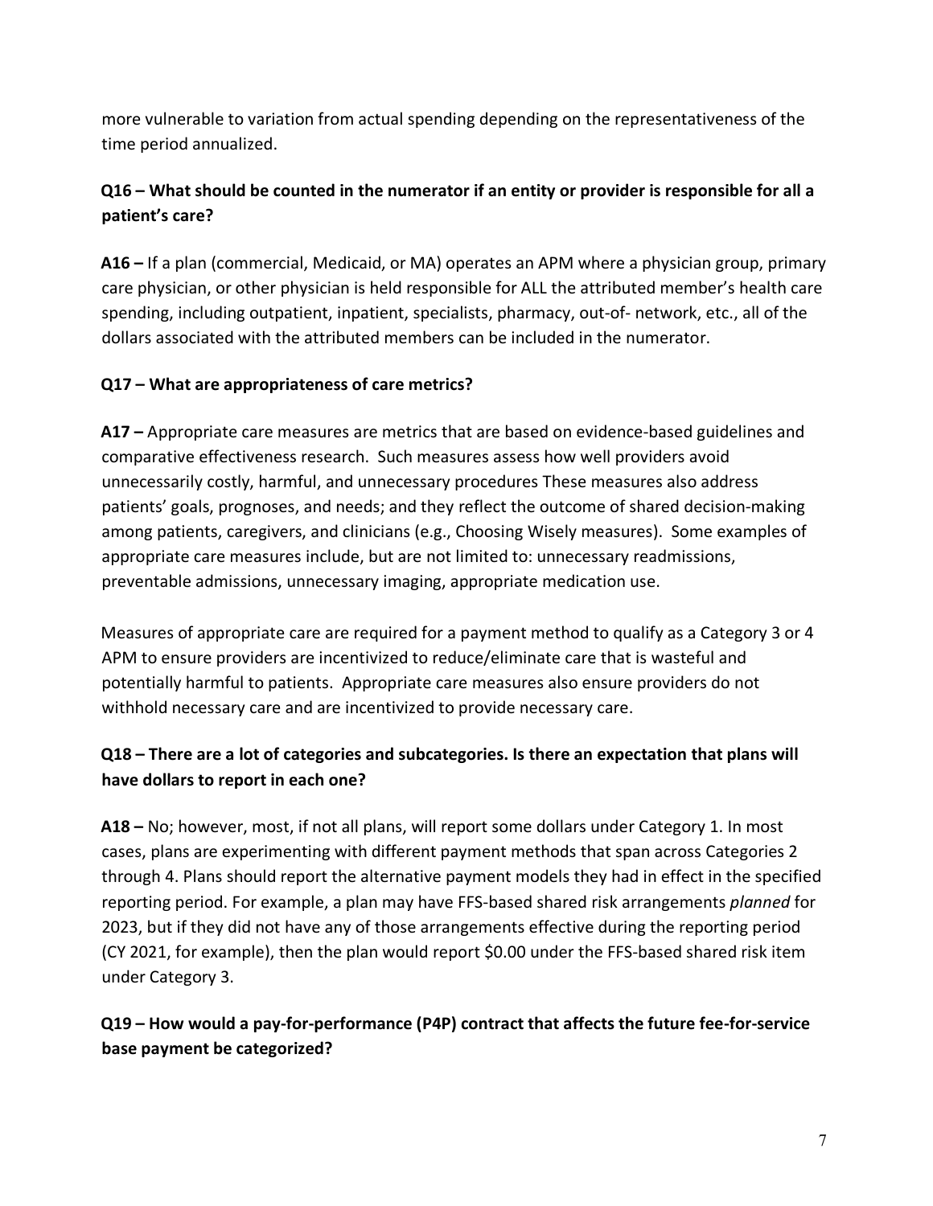more vulnerable to variation from actual spending depending on the representativeness of the time period annualized.

### Q16 – What should be counted in the numerator if an entity or provider is responsible for all a patient's care?

**A16 –** If a plan (commercial, Medicaid, or MA) operates an APM where a physician group, primary care physician, or other physician is held responsible for ALL the attributed member's health care spending, including outpatient, inpatient, specialists, pharmacy, out-of- network, etc., all of the dollars associated with the attributed members can be included in the numerator.

### Q17 – What are appropriateness of care metrics?

**A17 –** Appropriate care measures are metrics that are based on evidence-based guidelines and comparative effectiveness research. Such measures assess how well providers avoid unnecessarily costly, harmful, and unnecessary procedures These measures also address patients' goals, prognoses, and needs; and they reflect the outcome of shared decision-making among patients, caregivers, and clinicians (e.g., Choosing Wisely measures). Some examples of appropriate care measures include, but are not limited to: unnecessary readmissions, preventable admissions, unnecessary imaging, appropriate medication use.

Measures of appropriate care are required for a payment method to qualify as a Category 3 or 4 APM to ensure providers are incentivized to reduce/eliminate care that is wasteful and potentially harmful to patients. Appropriate care measures also ensure providers do not withhold necessary care and are incentivized to provide necessary care.

### Q18 – There are a lot of categories and subcategories. Is there an expectation that plans will have dollars to report in each one?

**A18 –** No; however, most, if not all plans, will report some dollars under Category 1. In most cases, plans are experimenting with different payment methods that span across Categories 2 through 4. Plans should report the alternative payment models they had in effect in the specified reporting period. For example, a plan may have FFS-based shared risk arrangements *planned* for 2023, but if they did not have any of those arrangements effective during the reporting period (CY 2021, for example), then the plan would report $0.00 under the FFS-based shared risk item under Category 3.

### Q19 – How would a pay-for-performance (P4P) contract that affects the future fee-for-service base payment be categorized?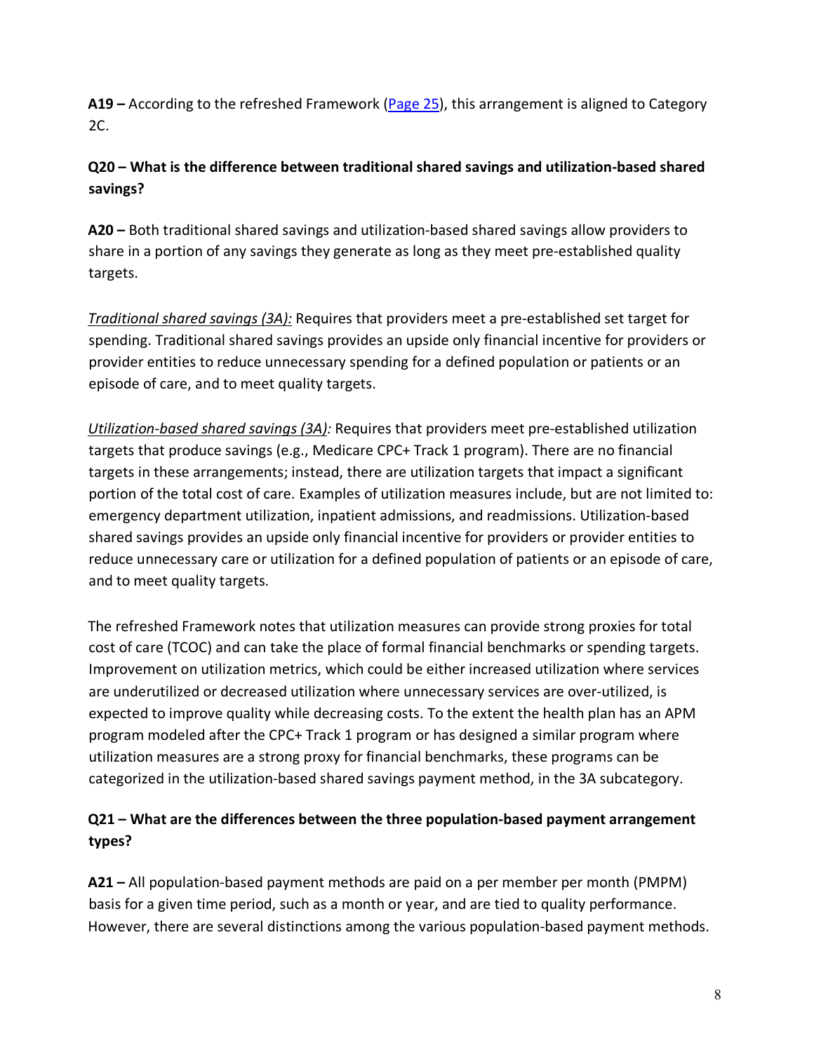**A19 –** According to the refreshed Framework (Page 25), this arrangement is aligned to Category 2C.

**Q20 – What is the difference between traditional shared savings and utilization-based shared savings?**

**A20 –** Both traditional shared savings and utilization-based shared savings allow providers to share in a portion of any savings they generate as long as they meet pre-established quality targets.

*Traditional shared savings (3A):* Requires that providers meet a pre-established set target for spending. Traditional shared savings provides an upside only financial incentive for providers or provider entities to reduce unnecessary spending for a defined population or patients or an episode of care, and to meet quality targets.

*Utilization-based shared savings (3A):* Requires that providers meet pre-established utilization targets that produce savings (e.g., Medicare CPC+ Track 1 program). There are no financial targets in these arrangements; instead, there are utilization targets that impact a significant portion of the total cost of care. Examples of utilization measures include, but are not limited to: emergency department utilization, inpatient admissions, and readmissions. Utilization-based shared savings provides an upside only financial incentive for providers or provider entities to reduce unnecessary care or utilization for a defined population of patients or an episode of care, and to meet quality targets.

The refreshed Framework notes that utilization measures can provide strong proxies for total cost of care (TCOC) and can take the place of formal financial benchmarks or spending targets. Improvement on utilization metrics, which could be either increased utilization where services are underutilized or decreased utilization where unnecessary services are over-utilized, is expected to improve quality while decreasing costs. To the extent the health plan has an APM program modeled after the CPC+ Track 1 program or has designed a similar program where utilization measures are a strong proxy for financial benchmarks, these programs can be categorized in the utilization-based shared savings payment method, in the 3A subcategory.

**Q21 – What are the differences between the three population-based payment arrangement types?**

**A21 –** All population-based payment methods are paid on a per member per month (PMPM) basis for a given time period, such as a month or year, and are tied to quality performance. However, there are several distinctions among the various population-based payment methods.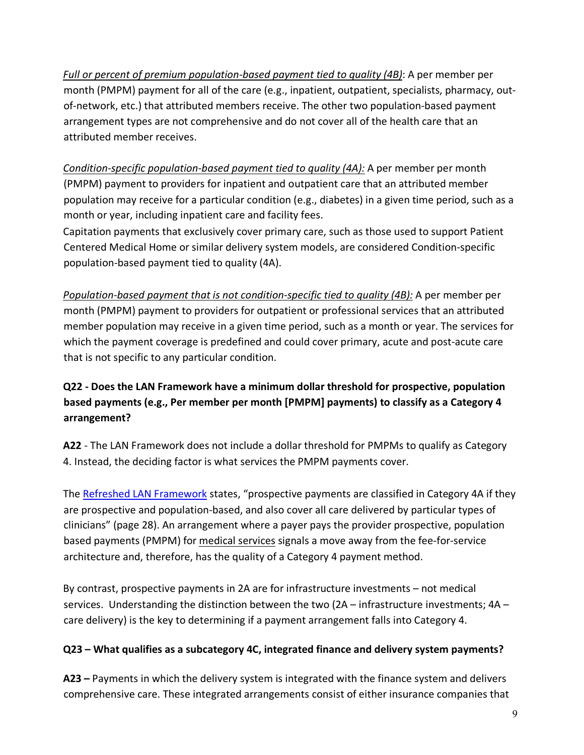*Full or percent of premium population-based payment tied to quality (4B)*: A per member per month (PMPM) payment for all of the care (e.g., inpatient, outpatient, specialists, pharmacy, out-of-network, etc.) that attributed members receive. The other two population-based payment arrangement types are not comprehensive and do not cover all of the health care that an attributed member receives.

*Condition-specific population-based payment tied to quality (4A):* A per member per month (PMPM) payment to providers for inpatient and outpatient care that an attributed member population may receive for a particular condition (e.g., diabetes) in a given time period, such as a month or year, including inpatient care and facility fees.
Capitation payments that exclusively cover primary care, such as those used to support Patient Centered Medical Home or similar delivery system models, are considered Condition-specific population-based payment tied to quality (4A).

*Population-based payment that is not condition-specific tied to quality (4B):* A per member per month (PMPM) payment to providers for outpatient or professional services that an attributed member population may receive in a given time period, such as a month or year. The services for which the payment coverage is predefined and could cover primary, acute and post-acute care that is not specific to any particular condition.

**Q22 - Does the LAN Framework have a minimum dollar threshold for prospective, population based payments (e.g., Per member per month [PMPM] payments) to classify as a Category 4 arrangement?**

**A22** - The LAN Framework does not include a dollar threshold for PMPMs to qualify as Category 4. Instead, the deciding factor is what services the PMPM payments cover.

The Refreshed LAN Framework states, "prospective payments are classified in Category 4A if they are prospective and population-based, and also cover all care delivered by particular types of clinicians" (page 28). An arrangement where a payer pays the provider prospective, population based payments (PMPM) for medical services signals a move away from the fee-for-service architecture and, therefore, has the quality of a Category 4 payment method.

By contrast, prospective payments in 2A are for infrastructure investments – not medical services. Understanding the distinction between the two (2A – infrastructure investments; 4A – care delivery) is the key to determining if a payment arrangement falls into Category 4.

**Q23 – What qualifies as a subcategory 4C, integrated finance and delivery system payments?**

**A23 –** Payments in which the delivery system is integrated with the finance system and delivers comprehensive care. These integrated arrangements consist of either insurance companies that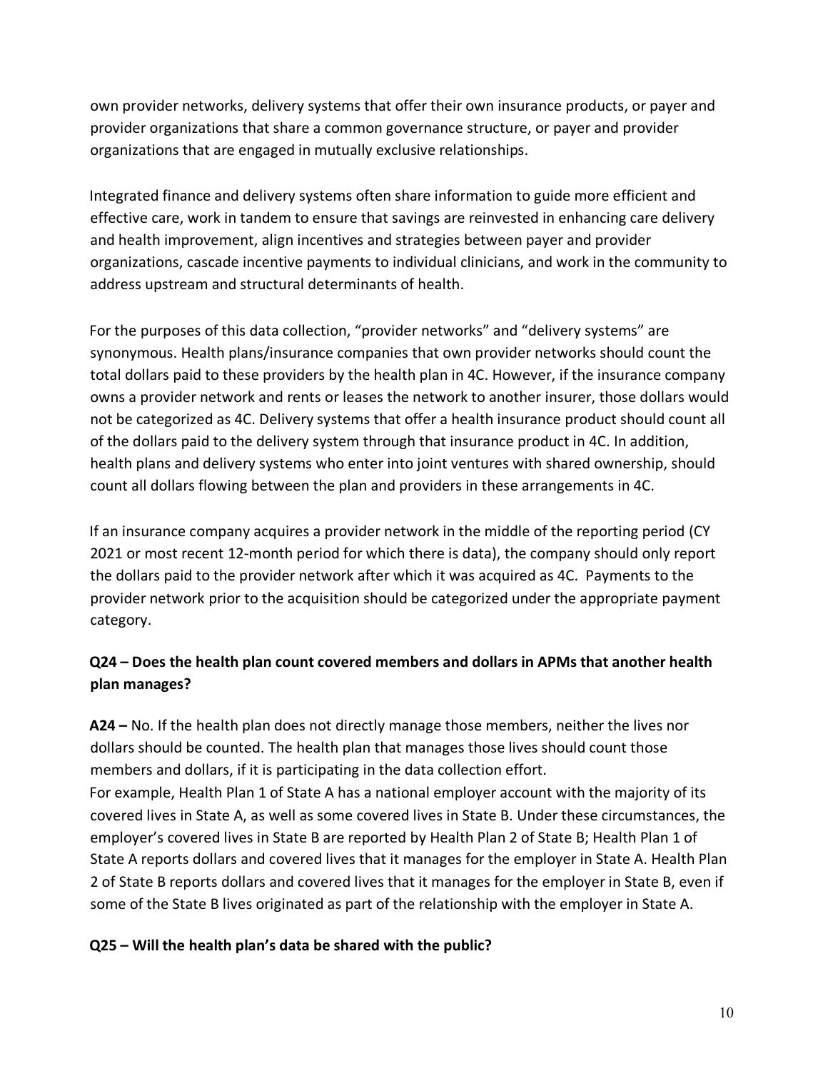own provider networks, delivery systems that offer their own insurance products, or payer and provider organizations that share a common governance structure, or payer and provider organizations that are engaged in mutually exclusive relationships.

Integrated finance and delivery systems often share information to guide more efficient and effective care, work in tandem to ensure that savings are reinvested in enhancing care delivery and health improvement, align incentives and strategies between payer and provider organizations, cascade incentive payments to individual clinicians, and work in the community to address upstream and structural determinants of health.

For the purposes of this data collection, "provider networks" and "delivery systems" are synonymous. Health plans/insurance companies that own provider networks should count the total dollars paid to these providers by the health plan in 4C. However, if the insurance company owns a provider network and rents or leases the network to another insurer, those dollars would not be categorized as 4C. Delivery systems that offer a health insurance product should count all of the dollars paid to the delivery system through that insurance product in 4C. In addition, health plans and delivery systems who enter into joint ventures with shared ownership, should count all dollars flowing between the plan and providers in these arrangements in 4C.

If an insurance company acquires a provider network in the middle of the reporting period (CY 2021 or most recent 12-month period for which there is data), the company should only report the dollars paid to the provider network after which it was acquired as 4C. Payments to the provider network prior to the acquisition should be categorized under the appropriate payment category.

**Q24 – Does the health plan count covered members and dollars in APMs that another health plan manages?**

**A24 –** No. If the health plan does not directly manage those members, neither the lives nor dollars should be counted. The health plan that manages those lives should count those members and dollars, if it is participating in the data collection effort.
For example, Health Plan 1 of State A has a national employer account with the majority of its covered lives in State A, as well as some covered lives in State B. Under these circumstances, the employer's covered lives in State B are reported by Health Plan 2 of State B; Health Plan 1 of State A reports dollars and covered lives that it manages for the employer in State A. Health Plan 2 of State B reports dollars and covered lives that it manages for the employer in State B, even if some of the State B lives originated as part of the relationship with the employer in State A.

**Q25 – Will the health plan's data be shared with the public?**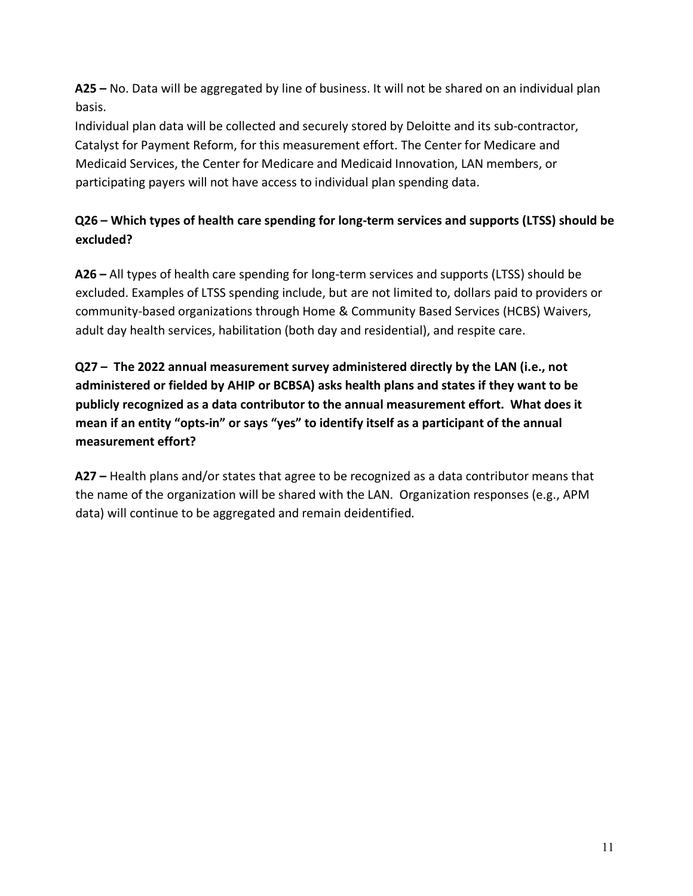**A25 –** No. Data will be aggregated by line of business. It will not be shared on an individual plan basis.

Individual plan data will be collected and securely stored by Deloitte and its sub-contractor, Catalyst for Payment Reform, for this measurement effort. The Center for Medicare and Medicaid Services, the Center for Medicare and Medicaid Innovation, LAN members, or participating payers will not have access to individual plan spending data.

**Q26 – Which types of health care spending for long-term services and supports (LTSS) should be excluded?**

**A26 –** All types of health care spending for long-term services and supports (LTSS) should be excluded. Examples of LTSS spending include, but are not limited to, dollars paid to providers or community-based organizations through Home & Community Based Services (HCBS) Waivers, adult day health services, habilitation (both day and residential), and respite care.

**Q27 – The 2022 annual measurement survey administered directly by the LAN (i.e., not administered or fielded by AHIP or BCBSA) asks health plans and states if they want to be publicly recognized as a data contributor to the annual measurement effort. What does it mean if an entity "opts-in" or says "yes" to identify itself as a participant of the annual measurement effort?**

**A27 –** Health plans and/or states that agree to be recognized as a data contributor means that the name of the organization will be shared with the LAN. Organization responses (e.g., APM data) will continue to be aggregated and remain deidentified.